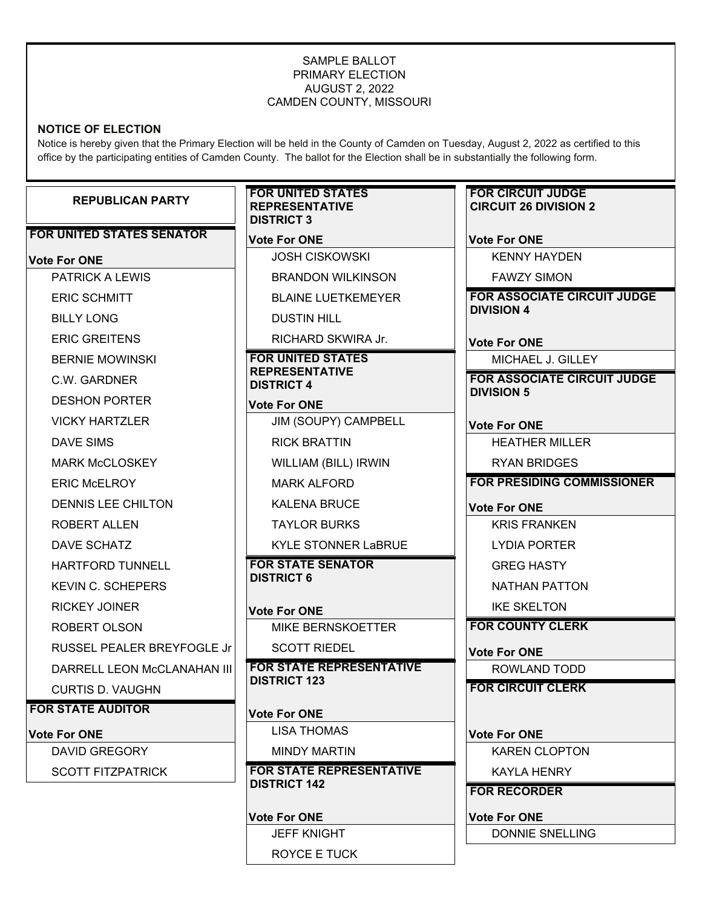SAMPLE BALLOT
PRIMARY ELECTION
AUGUST 2, 2022
CAMDEN COUNTY, MISSOURI

**NOTICE OF ELECTION**

Notice is hereby given that the Primary Election will be held in the County of Camden on Tuesday, August 2, 2022 as certified to this office by the participating entities of Camden County. The ballot for the Election shall be in substantially the following form.

## REPUBLICAN PARTY

### FOR UNITED STATES SENATOR

**Vote For ONE**

- PATRICK A LEWIS
- ERIC SCHMITT
- BILLY LONG
- ERIC GREITENS
- BERNIE MOWINSKI
- C.W. GARDNER
- DESHON PORTER
- VICKY HARTZLER
- DAVE SIMS
- MARK McCLOSKEY
- ERIC McELROY
- DENNIS LEE CHILTON
- ROBERT ALLEN
- DAVE SCHATZ
- HARTFORD TUNNELL
- KEVIN C. SCHEPERS
- RICKEY JOINER
- ROBERT OLSON
- RUSSEL PEALER BREYFOGLE Jr
- DARRELL LEON McCLANAHAN III
- CURTIS D. VAUGHN

### FOR STATE AUDITOR

**Vote For ONE**

- DAVID GREGORY
- SCOTT FITZPATRICK

### FOR UNITED STATES REPRESENTATIVE DISTRICT 3

**Vote For ONE**

- JOSH CISKOWSKI
- BRANDON WILKINSON
- BLAINE LUETKEMEYER
- DUSTIN HILL
- RICHARD SKWIRA Jr.

### FOR UNITED STATES REPRESENTATIVE DISTRICT 4

**Vote For ONE**

- JIM (SOUPY) CAMPBELL
- RICK BRATTIN
- WILLIAM (BILL) IRWIN
- MARK ALFORD
- KALENA BRUCE
- TAYLOR BURKS
- KYLE STONNER LaBRUE

### FOR STATE SENATOR DISTRICT 6

**Vote For ONE**

- MIKE BERNSKOETTER
- SCOTT RIEDEL

### FOR STATE REPRESENTATIVE DISTRICT 123

**Vote For ONE**

- LISA THOMAS
- MINDY MARTIN

### FOR STATE REPRESENTATIVE DISTRICT 142

**Vote For ONE**

- JEFF KNIGHT
- ROYCE E TUCK

### FOR CIRCUIT JUDGE CIRCUIT 26 DIVISION 2

**Vote For ONE**

- KENNY HAYDEN
- FAWZY SIMON

### FOR ASSOCIATE CIRCUIT JUDGE DIVISION 4

**Vote For ONE**

- MICHAEL J. GILLEY

### FOR ASSOCIATE CIRCUIT JUDGE DIVISION 5

**Vote For ONE**

- HEATHER MILLER
- RYAN BRIDGES

### FOR PRESIDING COMMISSIONER

**Vote For ONE**

- KRIS FRANKEN
- LYDIA PORTER
- GREG HASTY
- NATHAN PATTON
- IKE SKELTON

### FOR COUNTY CLERK

**Vote For ONE**

- ROWLAND TODD

### FOR CIRCUIT CLERK

**Vote For ONE**

- KAREN CLOPTON
- KAYLA HENRY

### FOR RECORDER

**Vote For ONE**

- DONNIE SNELLING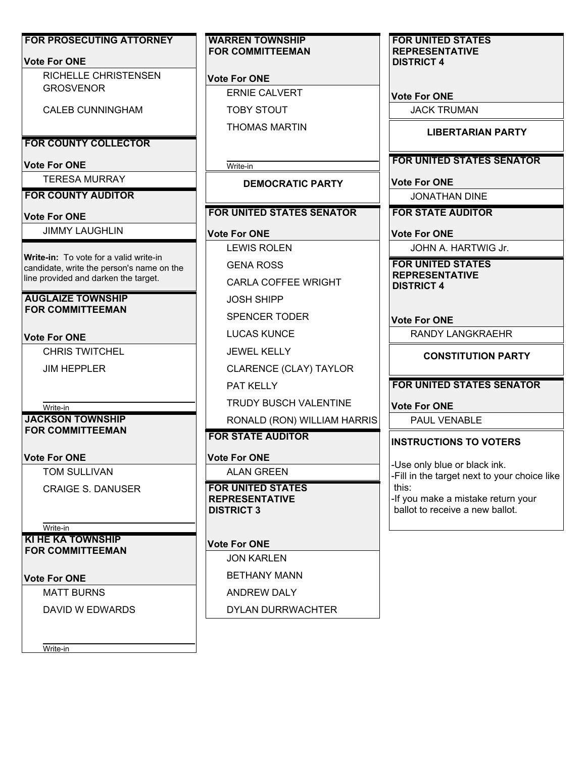**FOR PROSECUTING ATTORNEY**

**Vote For ONE**

- RICHELLE CHRISTENSEN GROSVENOR
- CALEB CUNNINGHAM

**FOR COUNTY COLLECTOR**

**Vote For ONE**

- TERESA MURRAY

**FOR COUNTY AUDITOR**

**Vote For ONE**

- JIMMY LAUGHLIN

**Write-in:** To vote for a valid write-in candidate, write the person's name on the line provided and darken the target.

**AUGLAIZE TOWNSHIP FOR COMMITTEEMAN**

**Vote For ONE**

- CHRIS TWITCHEL
- JIM HEPPLER
- Write-in

**JACKSON TOWNSHIP FOR COMMITTEEMAN**

**Vote For ONE**

- TOM SULLIVAN
- CRAIGE S. DANUSER
- Write-in

**KI HE KA TOWNSHIP FOR COMMITTEEMAN**

**Vote For ONE**

- MATT BURNS
- DAVID W EDWARDS
- Write-in

**WARREN TOWNSHIP FOR COMMITTEEMAN**

**Vote For ONE**

- ERNIE CALVERT
- TOBY STOUT
- THOMAS MARTIN
- Write-in

## DEMOCRATIC PARTY

**FOR UNITED STATES SENATOR**

**Vote For ONE**

- LEWIS ROLEN
- GENA ROSS
- CARLA COFFEE WRIGHT
- JOSH SHIPP
- SPENCER TODER
- LUCAS KUNCE
- JEWEL KELLY
- CLARENCE (CLAY) TAYLOR
- PAT KELLY
- TRUDY BUSCH VALENTINE
- RONALD (RON) WILLIAM HARRIS

**FOR STATE AUDITOR**

**Vote For ONE**

- ALAN GREEN

**FOR UNITED STATES REPRESENTATIVE DISTRICT 3**

**Vote For ONE**

- JON KARLEN
- BETHANY MANN
- ANDREW DALY
- DYLAN DURRWACHTER

**FOR UNITED STATES REPRESENTATIVE DISTRICT 4**

**Vote For ONE**

- JACK TRUMAN

## LIBERTARIAN PARTY

**FOR UNITED STATES SENATOR**

**Vote For ONE**

- JONATHAN DINE

**FOR STATE AUDITOR**

**Vote For ONE**

- JOHN A. HARTWIG Jr.

**FOR UNITED STATES REPRESENTATIVE DISTRICT 4**

**Vote For ONE**

- RANDY LANGKRAEHR

## CONSTITUTION PARTY

**FOR UNITED STATES SENATOR**

**Vote For ONE**

- PAUL VENABLE

**INSTRUCTIONS TO VOTERS**

- Use only blue or black ink.
- Fill in the target next to your choice like this:
- If you make a mistake return your ballot to receive a new ballot.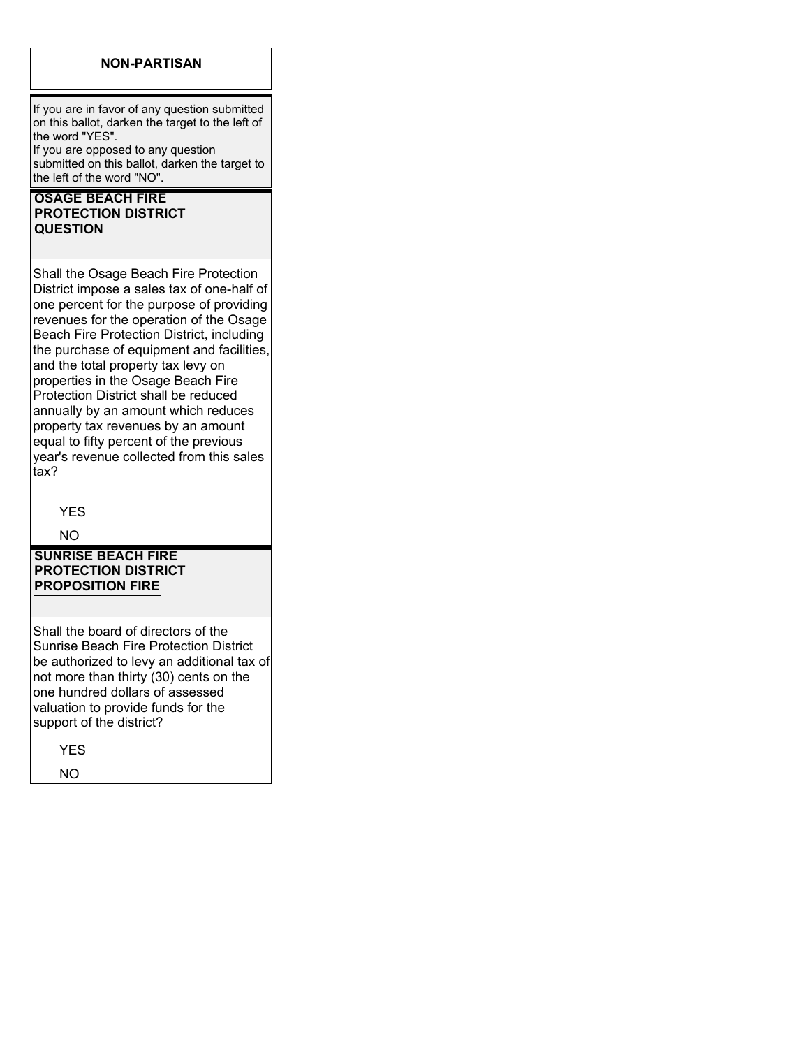## NON-PARTISAN

If you are in favor of any question submitted on this ballot, darken the target to the left of the word "YES".
If you are opposed to any question submitted on this ballot, darken the target to the left of the word "NO".

### OSAGE BEACH FIRE PROTECTION DISTRICT QUESTION

Shall the Osage Beach Fire Protection District impose a sales tax of one-half of one percent for the purpose of providing revenues for the operation of the Osage Beach Fire Protection District, including the purchase of equipment and facilities, and the total property tax levy on properties in the Osage Beach Fire Protection District shall be reduced annually by an amount which reduces property tax revenues by an amount equal to fifty percent of the previous year's revenue collected from this sales tax?

YES

NO

### SUNRISE BEACH FIRE PROTECTION DISTRICT PROPOSITION FIRE

Shall the board of directors of the Sunrise Beach Fire Protection District be authorized to levy an additional tax of not more than thirty (30) cents on the one hundred dollars of assessed valuation to provide funds for the support of the district?

YES

NO